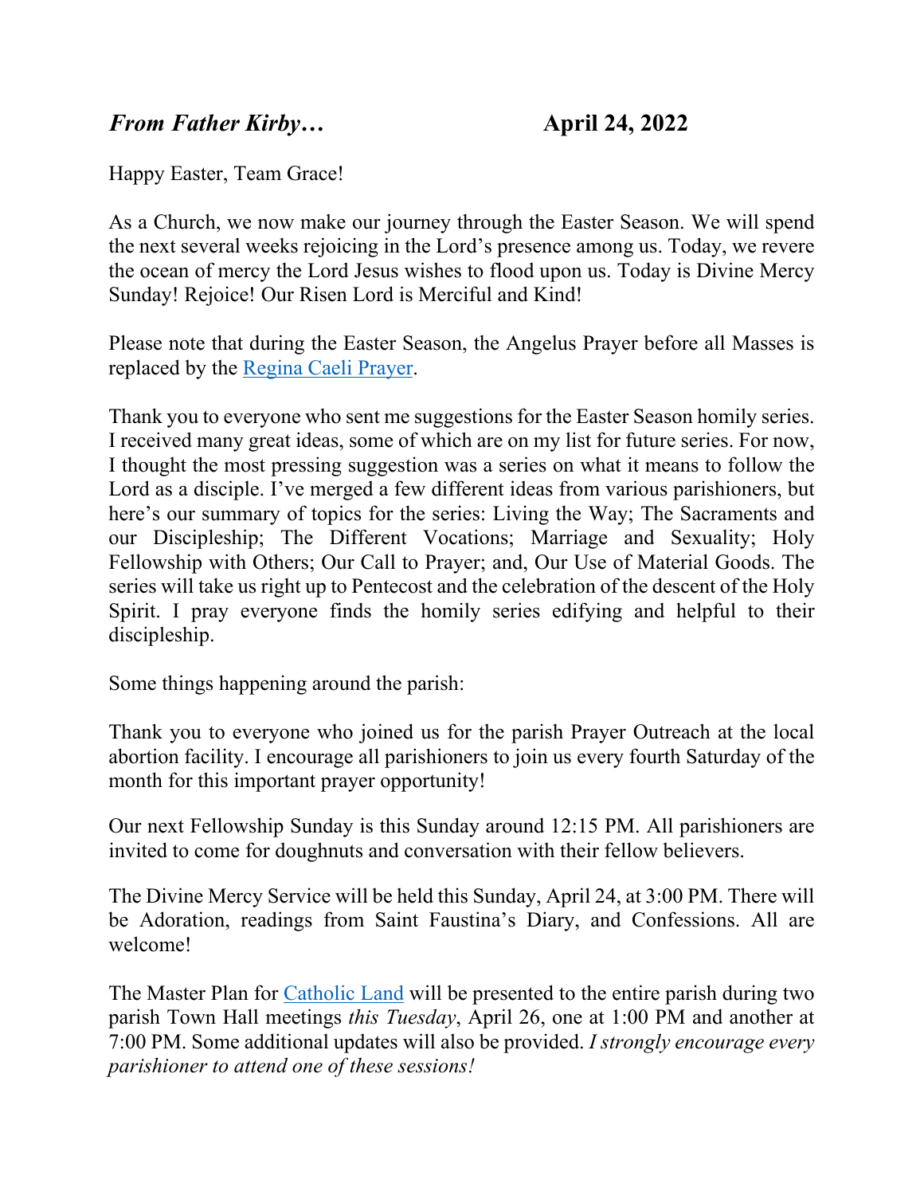***From Father Kirby…*** **April 24, 2022**

Happy Easter, Team Grace!

As a Church, we now make our journey through the Easter Season. We will spend the next several weeks rejoicing in the Lord's presence among us. Today, we revere the ocean of mercy the Lord Jesus wishes to flood upon us. Today is Divine Mercy Sunday! Rejoice! Our Risen Lord is Merciful and Kind!

Please note that during the Easter Season, the Angelus Prayer before all Masses is replaced by the Regina Caeli Prayer.

Thank you to everyone who sent me suggestions for the Easter Season homily series. I received many great ideas, some of which are on my list for future series. For now, I thought the most pressing suggestion was a series on what it means to follow the Lord as a disciple. I've merged a few different ideas from various parishioners, but here's our summary of topics for the series: Living the Way; The Sacraments and our Discipleship; The Different Vocations; Marriage and Sexuality; Holy Fellowship with Others; Our Call to Prayer; and, Our Use of Material Goods. The series will take us right up to Pentecost and the celebration of the descent of the Holy Spirit. I pray everyone finds the homily series edifying and helpful to their discipleship.

Some things happening around the parish:

Thank you to everyone who joined us for the parish Prayer Outreach at the local abortion facility. I encourage all parishioners to join us every fourth Saturday of the month for this important prayer opportunity!

Our next Fellowship Sunday is this Sunday around 12:15 PM. All parishioners are invited to come for doughnuts and conversation with their fellow believers.

The Divine Mercy Service will be held this Sunday, April 24, at 3:00 PM. There will be Adoration, readings from Saint Faustina's Diary, and Confessions. All are welcome!

The Master Plan for Catholic Land will be presented to the entire parish during two parish Town Hall meetings *this Tuesday*, April 26, one at 1:00 PM and another at 7:00 PM. Some additional updates will also be provided. *I strongly encourage every parishioner to attend one of these sessions!*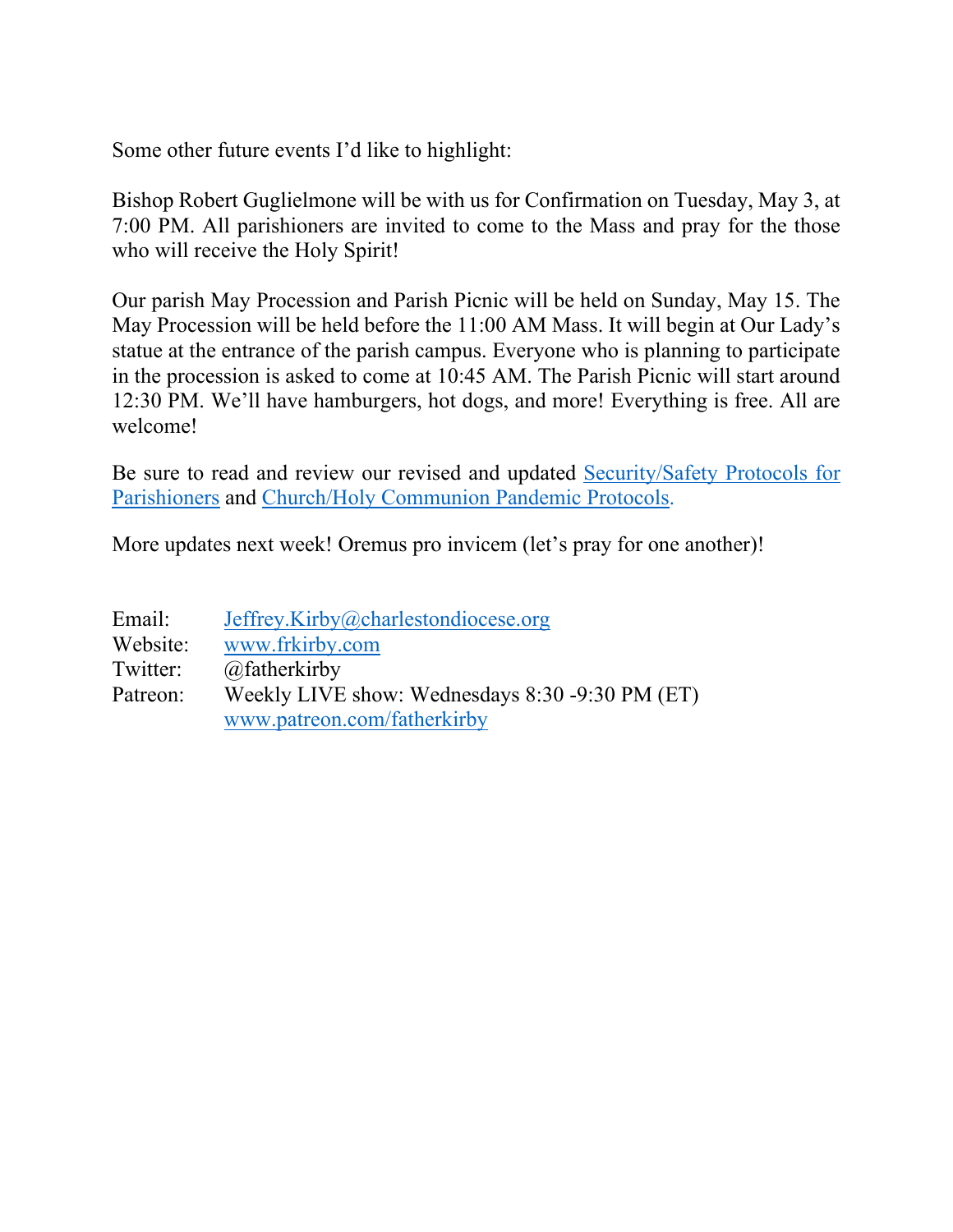Some other future events I'd like to highlight:

Bishop Robert Guglielmone will be with us for Confirmation on Tuesday, May 3, at 7:00 PM. All parishioners are invited to come to the Mass and pray for the those who will receive the Holy Spirit!

Our parish May Procession and Parish Picnic will be held on Sunday, May 15. The May Procession will be held before the 11:00 AM Mass. It will begin at Our Lady's statue at the entrance of the parish campus. Everyone who is planning to participate in the procession is asked to come at 10:45 AM. The Parish Picnic will start around 12:30 PM. We'll have hamburgers, hot dogs, and more! Everything is free. All are welcome!

Be sure to read and review our revised and updated Security/Safety Protocols for Parishioners and Church/Holy Communion Pandemic Protocols.

More updates next week! Oremus pro invicem (let's pray for one another)!

| | |
|---|---|
| Email: | Jeffrey.Kirby@charlestondiocese.org |
| Website: | www.frkirby.com |
| Twitter: | @fatherkirby |
| Patreon: | Weekly LIVE show: Wednesdays 8:30 -9:30 PM (ET)<br>www.patreon.com/fatherkirby |